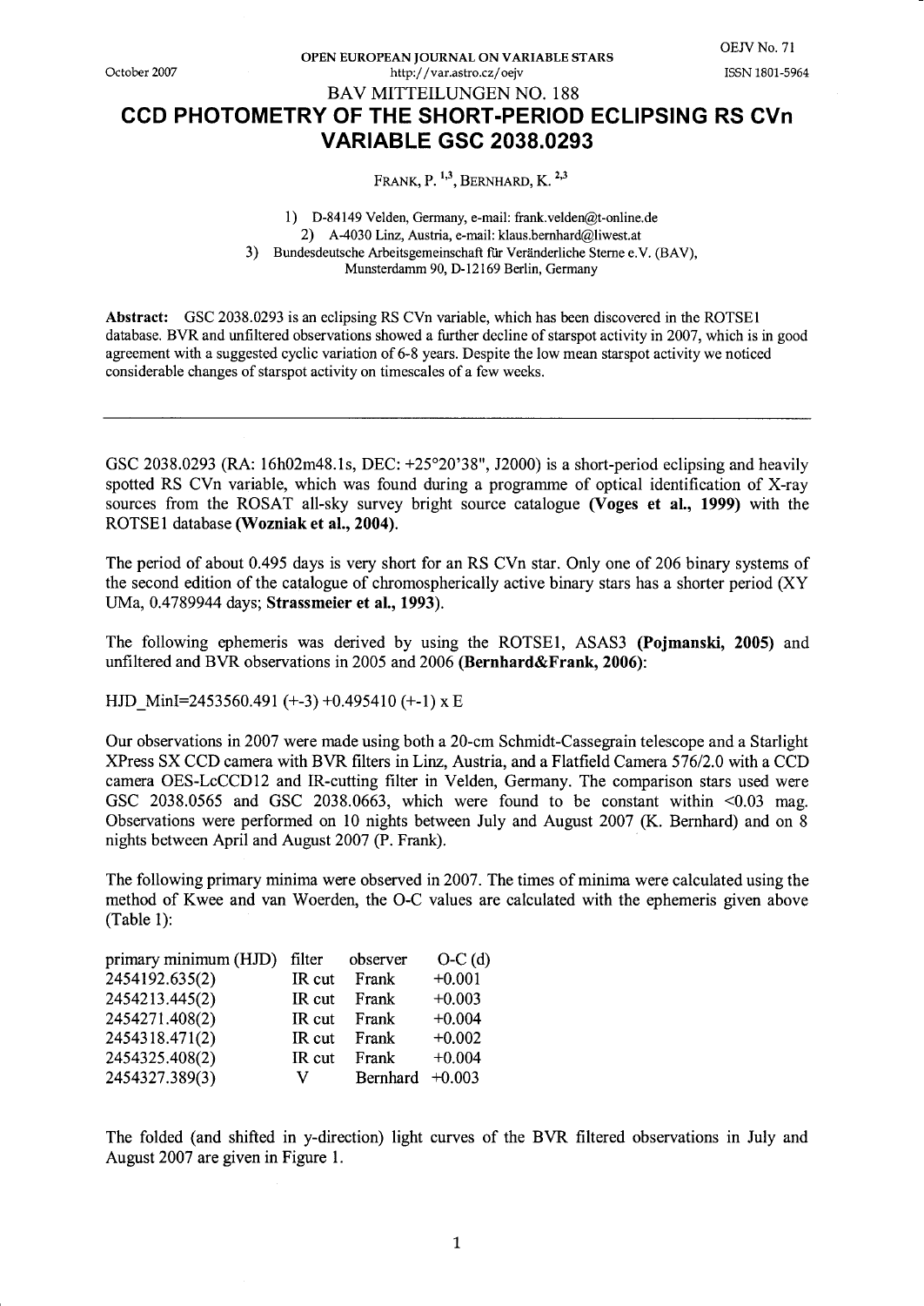BAV MITTEILUNGEN NO. 188

# CCD PHOTOMETRY OF THE SHORT-PERIOD ECLIPSING RS CVn VARIABLE GSC 2038.0293

FRANK, P. [1,3], BERNHARD, K. [2,3]

1) D-84149 Velden, Germany, e-mail: frank.velden@t-online.de
2) A-4030 Linz, Austria, e-mail: klaus.bernhard@liwest.at
3) Bundesdeutsche Arbeitsgemeinschaft für Veränderliche Sterne e.V. (BAV), Munsterdamm 90, D-12169 Berlin, Germany

**Abstract:** GSC 2038.0293 is an eclipsing RS CVn variable, which has been discovered in the ROTSE1 database. BVR and unfiltered observations showed a further decline of starspot activity in 2007, which is in good agreement with a suggested cyclic variation of 6-8 years. Despite the low mean starspot activity we noticed considerable changes of starspot activity on timescales of a few weeks.

---

GSC 2038.0293 (RA: 16h02m48.1s, DEC: +25°20'38", J2000) is a short-period eclipsing and heavily spotted RS CVn variable, which was found during a programme of optical identification of X-ray sources from the ROSAT all-sky survey bright source catalogue **(Voges et al., 1999)** with the ROTSE1 database **(Wozniak et al., 2004)**.

The period of about 0.495 days is very short for an RS CVn star. Only one of 206 binary systems of the second edition of the catalogue of chromospherically active binary stars has a shorter period (XY UMa, 0.4789944 days; **Strassmeier et al., 1993**).

The following ephemeris was derived by using the ROTSE1, ASAS3 **(Pojmanski, 2005)** and unfiltered and BVR observations in 2005 and 2006 **(Bernhard&Frank, 2006)**:

HJD_MinI=2453560.491 (+-3) +0.495410 (+-1) x E

Our observations in 2007 were made using both a 20-cm Schmidt-Cassegrain telescope and a Starlight XPress SX CCD camera with BVR filters in Linz, Austria, and a Flatfield Camera 576/2.0 with a CCD camera OES-LcCCD12 and IR-cutting filter in Velden, Germany. The comparison stars used were GSC 2038.0565 and GSC 2038.0663, which were found to be constant within <0.03 mag. Observations were performed on 10 nights between July and August 2007 (K. Bernhard) and on 8 nights between April and August 2007 (P. Frank).

The following primary minima were observed in 2007. The times of minima were calculated using the method of Kwee and van Woerden, the O-C values are calculated with the ephemeris given above (Table 1):

| primary minimum (HJD) | filter | observer | O-C (d) |
|---|---|---|---|
| 2454192.635(2) | IR cut | Frank | +0.001 |
| 2454213.445(2) | IR cut | Frank | +0.003 |
| 2454271.408(2) | IR cut | Frank | +0.004 |
| 2454318.471(2) | IR cut | Frank | +0.002 |
| 2454325.408(2) | IR cut | Frank | +0.004 |
| 2454327.389(3) | V | Bernhard | +0.003 |

The folded (and shifted in y-direction) light curves of the BVR filtered observations in July and August 2007 are given in Figure 1.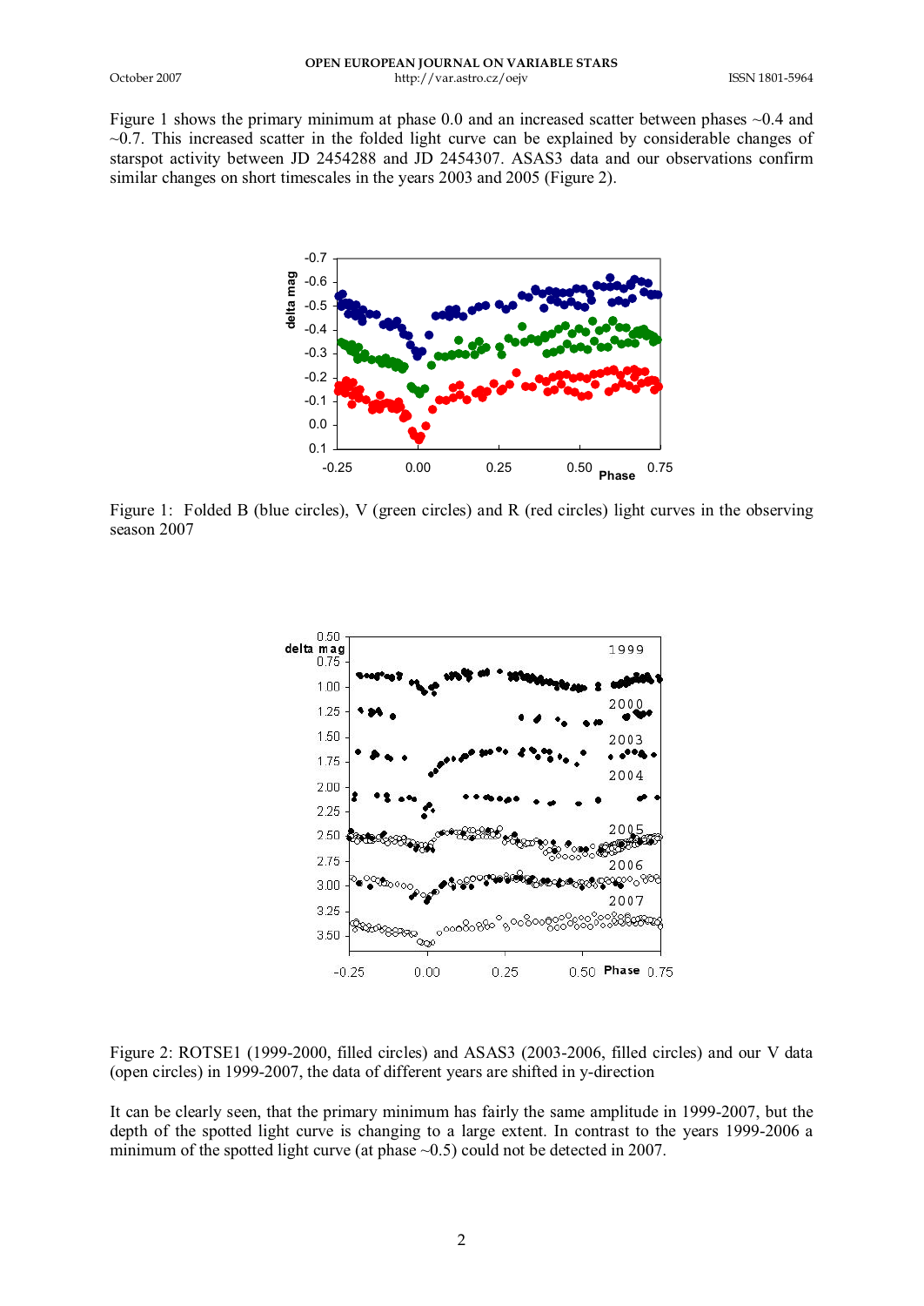Figure 1 shows the primary minimum at phase 0.0 and an increased scatter between phases ~0.4 and ~0.7. This increased scatter in the folded light curve can be explained by considerable changes of starspot activity between JD 2454288 and JD 2454307. ASAS3 data and our observations confirm similar changes on short timescales in the years 2003 and 2005 (Figure 2).

Figure 1: Folded B (blue circles), V (green circles) and R (red circles) light curves in the observing season 2007

Figure 2: ROTSE1 (1999-2000, filled circles) and ASAS3 (2003-2006, filled circles) and our V data (open circles) in 1999-2007, the data of different years are shifted in y-direction

It can be clearly seen, that the primary minimum has fairly the same amplitude in 1999-2007, but the depth of the spotted light curve is changing to a large extent. In contrast to the years 1999-2006 a minimum of the spotted light curve (at phase ~0.5) could not be detected in 2007.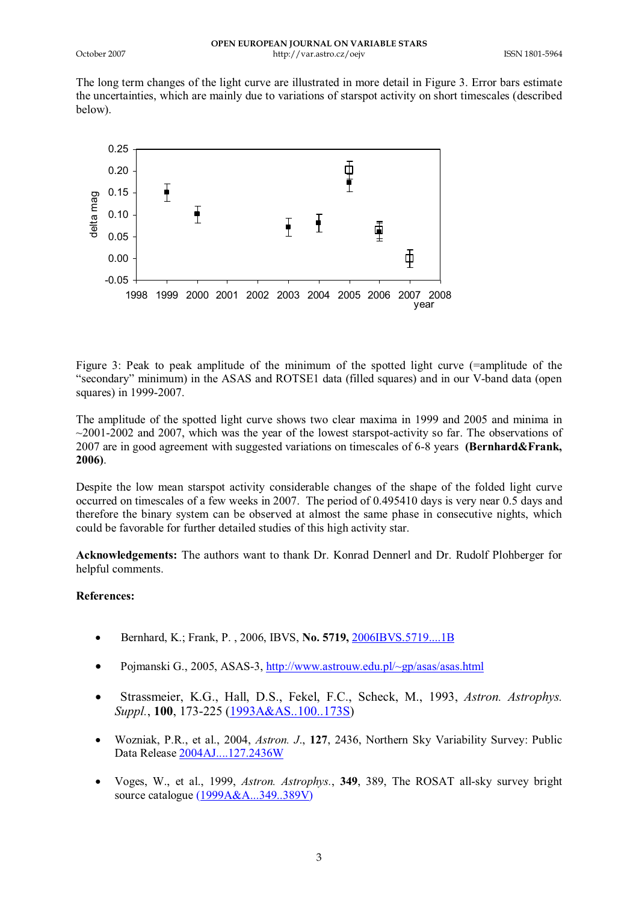The long term changes of the light curve are illustrated in more detail in Figure 3. Error bars estimate the uncertainties, which are mainly due to variations of starspot activity on short timescales (described below).

0.25
0.20
0.15
0.10
0.05
0.00
-0.05
delta mag
1998 1999 2000 2001 2002 2003 2004 2005 2006 2007 2008
year

Figure 3: Peak to peak amplitude of the minimum of the spotted light curve (=amplitude of the "secondary" minimum) in the ASAS and ROTSE1 data (filled squares) and in our V-band data (open squares) in 1999-2007.

The amplitude of the spotted light curve shows two clear maxima in 1999 and 2005 and minima in ~2001-2002 and 2007, which was the year of the lowest starspot-activity so far. The observations of 2007 are in good agreement with suggested variations on timescales of 6-8 years **(Bernhard&Frank, 2006)**.

Despite the low mean starspot activity considerable changes of the shape of the folded light curve occurred on timescales of a few weeks in 2007. The period of 0.495410 days is very near 0.5 days and therefore the binary system can be observed at almost the same phase in consecutive nights, which could be favorable for further detailed studies of this high activity star.

**Acknowledgements:** The authors want to thank Dr. Konrad Dennerl and Dr. Rudolf Plohberger for helpful comments.

**References:**

- Bernhard, K.; Frank, P. , 2006, IBVS, **No. 5719,** 2006IBVS.5719....1B
- Pojmanski G., 2005, ASAS-3, http://www.astrouw.edu.pl/~gp/asas/asas.html
- Strassmeier, K.G., Hall, D.S., Fekel, F.C., Scheck, M., 1993, *Astron. Astrophys. Suppl.*, **100**, 173-225 (1993A&AS..100..173S)
- Wozniak, P.R., et al., 2004, *Astron. J.*, **127**, 2436, Northern Sky Variability Survey: Public Data Release 2004AJ....127.2436W
- Voges, W., et al., 1999, *Astron. Astrophys.*, **349**, 389, The ROSAT all-sky survey bright source catalogue (1999A&A...349..389V)